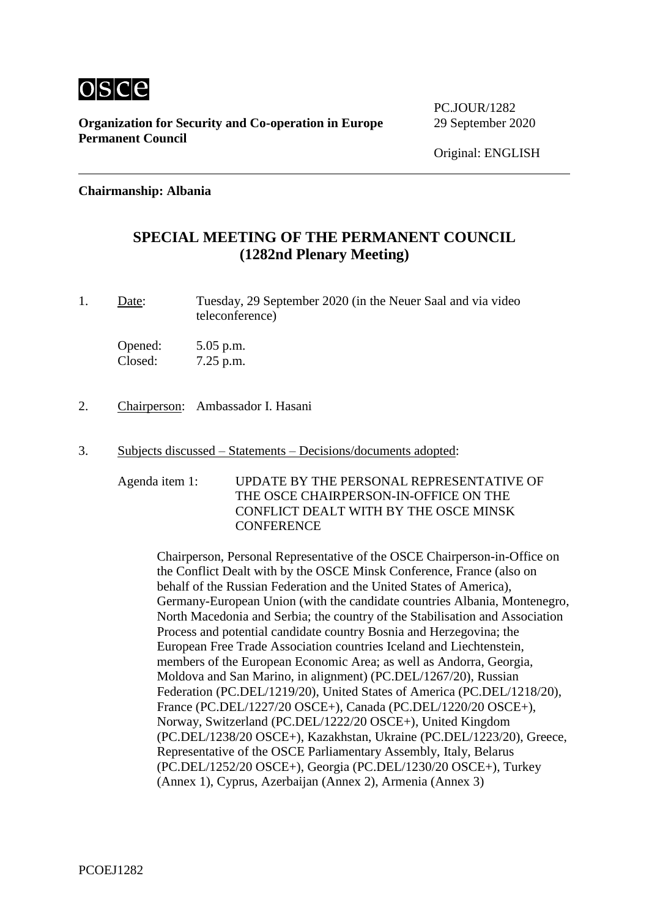osce

**Organization for Security and Co-operation in Europe**
**Permanent Council**

PC.JOUR/1282
29 September 2020

Original: ENGLISH

**Chairmanship: Albania**

## SPECIAL MEETING OF THE PERMANENT COUNCIL (1282nd Plenary Meeting)

1. Date: Tuesday, 29 September 2020 (in the Neuer Saal and via video teleconference)

   Opened: 5.05 p.m.
   Closed: 7.25 p.m.

2. Chairperson: Ambassador I. Hasani

3. Subjects discussed – Statements – Decisions/documents adopted:

   Agenda item 1: UPDATE BY THE PERSONAL REPRESENTATIVE OF THE OSCE CHAIRPERSON-IN-OFFICE ON THE CONFLICT DEALT WITH BY THE OSCE MINSK CONFERENCE

   Chairperson, Personal Representative of the OSCE Chairperson-in-Office on the Conflict Dealt with by the OSCE Minsk Conference, France (also on behalf of the Russian Federation and the United States of America), Germany-European Union (with the candidate countries Albania, Montenegro, North Macedonia and Serbia; the country of the Stabilisation and Association Process and potential candidate country Bosnia and Herzegovina; the European Free Trade Association countries Iceland and Liechtenstein, members of the European Economic Area; as well as Andorra, Georgia, Moldova and San Marino, in alignment) (PC.DEL/1267/20), Russian Federation (PC.DEL/1219/20), United States of America (PC.DEL/1218/20), France (PC.DEL/1227/20 OSCE+), Canada (PC.DEL/1220/20 OSCE+), Norway, Switzerland (PC.DEL/1222/20 OSCE+), United Kingdom (PC.DEL/1238/20 OSCE+), Kazakhstan, Ukraine (PC.DEL/1223/20), Greece, Representative of the OSCE Parliamentary Assembly, Italy, Belarus (PC.DEL/1252/20 OSCE+), Georgia (PC.DEL/1230/20 OSCE+), Turkey (Annex 1), Cyprus, Azerbaijan (Annex 2), Armenia (Annex 3)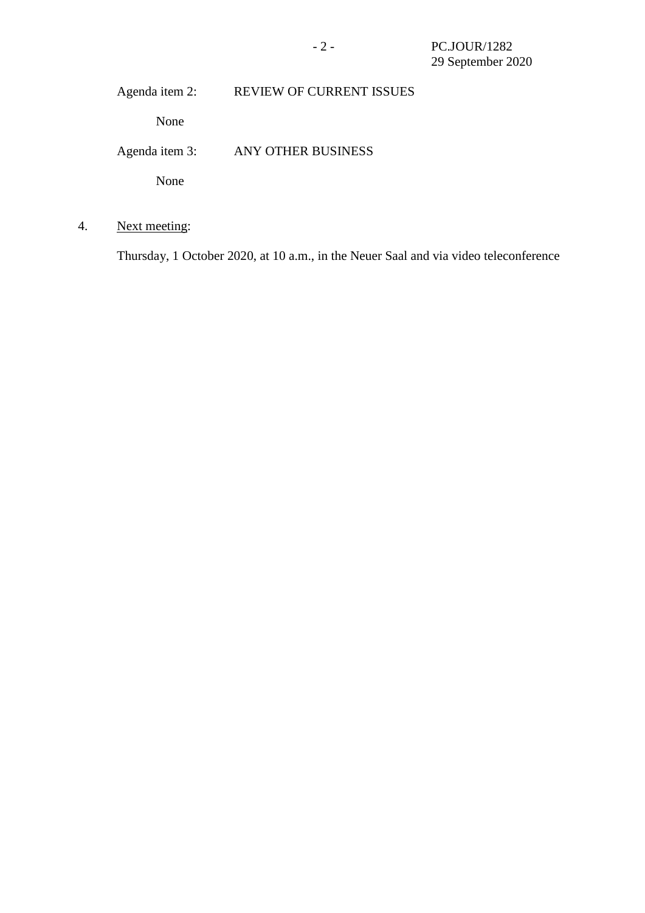Agenda item 2: REVIEW OF CURRENT ISSUES

None

Agenda item 3: ANY OTHER BUSINESS

None

4. Next meeting:

Thursday, 1 October 2020, at 10 a.m., in the Neuer Saal and via video teleconference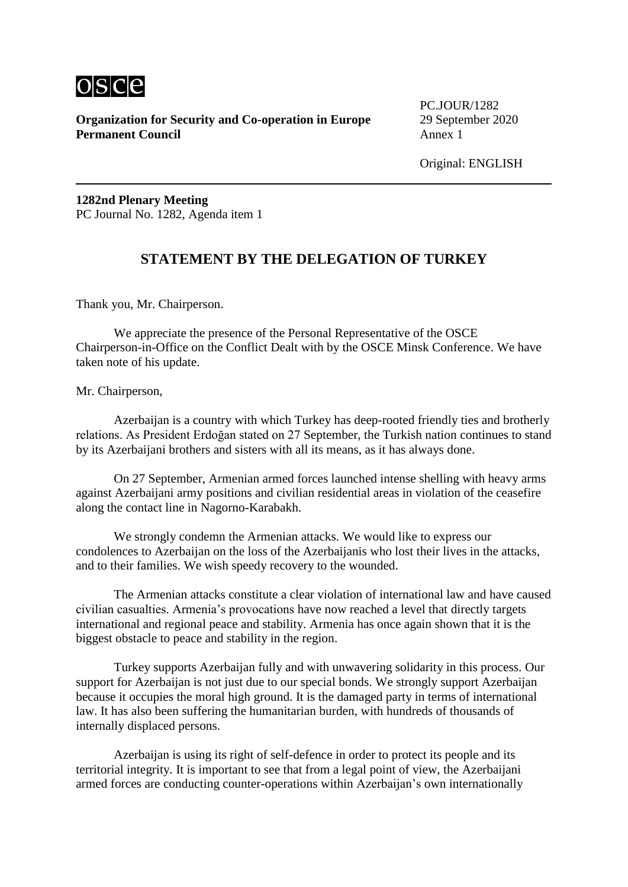**Organization for Security and Co-operation in Europe**
**Permanent Council**

PC.JOUR/1282
29 September 2020
Annex 1

Original: ENGLISH

**1282nd Plenary Meeting**
PC Journal No. 1282, Agenda item 1

## STATEMENT BY THE DELEGATION OF TURKEY

Thank you, Mr. Chairperson.

We appreciate the presence of the Personal Representative of the OSCE Chairperson-in-Office on the Conflict Dealt with by the OSCE Minsk Conference. We have taken note of his update.

Mr. Chairperson,

Azerbaijan is a country with which Turkey has deep-rooted friendly ties and brotherly relations. As President Erdoğan stated on 27 September, the Turkish nation continues to stand by its Azerbaijani brothers and sisters with all its means, as it has always done.

On 27 September, Armenian armed forces launched intense shelling with heavy arms against Azerbaijani army positions and civilian residential areas in violation of the ceasefire along the contact line in Nagorno-Karabakh.

We strongly condemn the Armenian attacks. We would like to express our condolences to Azerbaijan on the loss of the Azerbaijanis who lost their lives in the attacks, and to their families. We wish speedy recovery to the wounded.

The Armenian attacks constitute a clear violation of international law and have caused civilian casualties. Armenia's provocations have now reached a level that directly targets international and regional peace and stability. Armenia has once again shown that it is the biggest obstacle to peace and stability in the region.

Turkey supports Azerbaijan fully and with unwavering solidarity in this process. Our support for Azerbaijan is not just due to our special bonds. We strongly support Azerbaijan because it occupies the moral high ground. It is the damaged party in terms of international law. It has also been suffering the humanitarian burden, with hundreds of thousands of internally displaced persons.

Azerbaijan is using its right of self-defence in order to protect its people and its territorial integrity. It is important to see that from a legal point of view, the Azerbaijani armed forces are conducting counter-operations within Azerbaijan's own internationally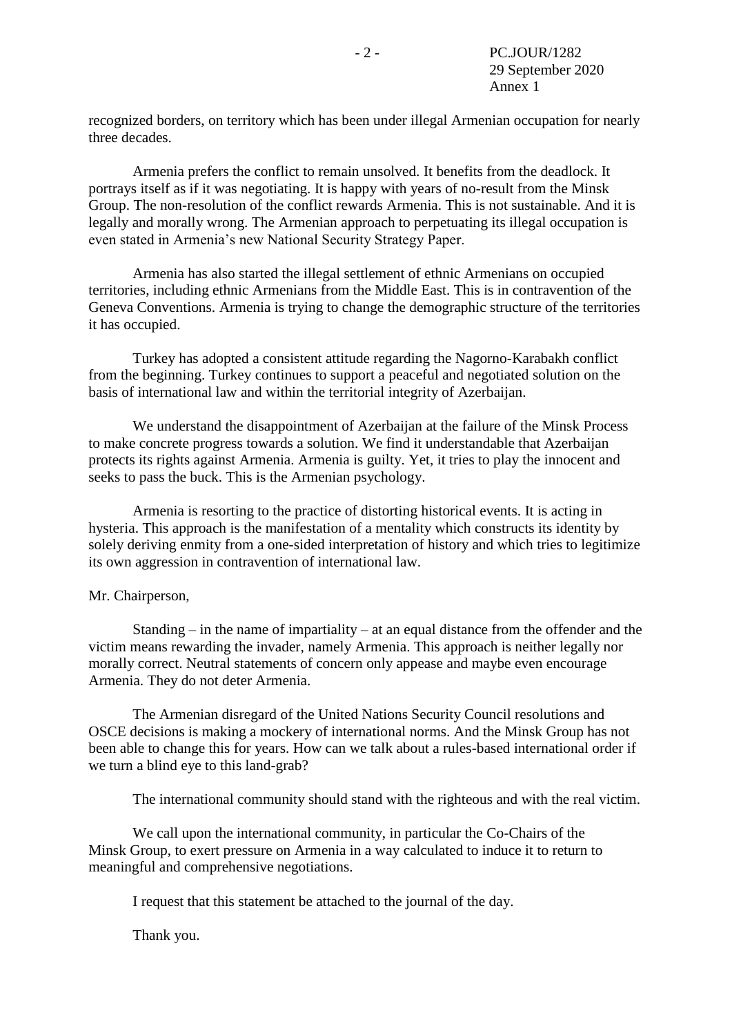recognized borders, on territory which has been under illegal Armenian occupation for nearly three decades.

Armenia prefers the conflict to remain unsolved. It benefits from the deadlock. It portrays itself as if it was negotiating. It is happy with years of no-result from the Minsk Group. The non-resolution of the conflict rewards Armenia. This is not sustainable. And it is legally and morally wrong. The Armenian approach to perpetuating its illegal occupation is even stated in Armenia's new National Security Strategy Paper.

Armenia has also started the illegal settlement of ethnic Armenians on occupied territories, including ethnic Armenians from the Middle East. This is in contravention of the Geneva Conventions. Armenia is trying to change the demographic structure of the territories it has occupied.

Turkey has adopted a consistent attitude regarding the Nagorno-Karabakh conflict from the beginning. Turkey continues to support a peaceful and negotiated solution on the basis of international law and within the territorial integrity of Azerbaijan.

We understand the disappointment of Azerbaijan at the failure of the Minsk Process to make concrete progress towards a solution. We find it understandable that Azerbaijan protects its rights against Armenia. Armenia is guilty. Yet, it tries to play the innocent and seeks to pass the buck. This is the Armenian psychology.

Armenia is resorting to the practice of distorting historical events. It is acting in hysteria. This approach is the manifestation of a mentality which constructs its identity by solely deriving enmity from a one-sided interpretation of history and which tries to legitimize its own aggression in contravention of international law.

Mr. Chairperson,

Standing – in the name of impartiality – at an equal distance from the offender and the victim means rewarding the invader, namely Armenia. This approach is neither legally nor morally correct. Neutral statements of concern only appease and maybe even encourage Armenia. They do not deter Armenia.

The Armenian disregard of the United Nations Security Council resolutions and OSCE decisions is making a mockery of international norms. And the Minsk Group has not been able to change this for years. How can we talk about a rules-based international order if we turn a blind eye to this land-grab?

The international community should stand with the righteous and with the real victim.

We call upon the international community, in particular the Co-Chairs of the Minsk Group, to exert pressure on Armenia in a way calculated to induce it to return to meaningful and comprehensive negotiations.

I request that this statement be attached to the journal of the day.

Thank you.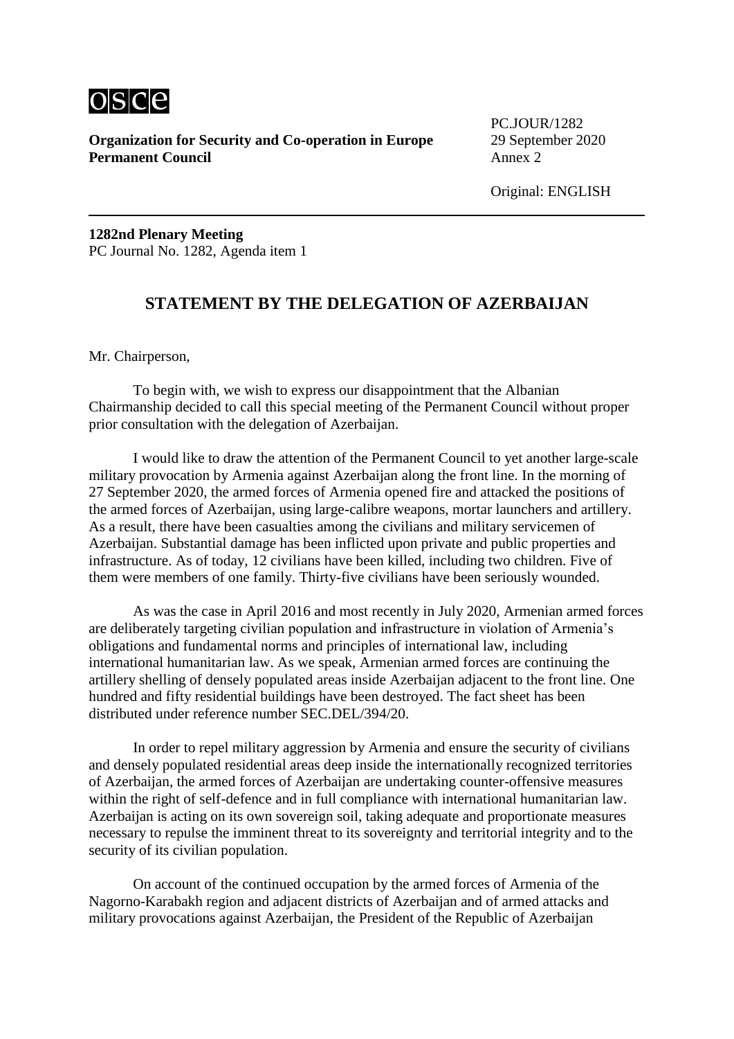**Organization for Security and Co-operation in Europe**
**Permanent Council**

PC.JOUR/1282
29 September 2020
Annex 2

Original: ENGLISH

**1282nd Plenary Meeting**
PC Journal No. 1282, Agenda item 1

## STATEMENT BY THE DELEGATION OF AZERBAIJAN

Mr. Chairperson,

To begin with, we wish to express our disappointment that the Albanian Chairmanship decided to call this special meeting of the Permanent Council without proper prior consultation with the delegation of Azerbaijan.

I would like to draw the attention of the Permanent Council to yet another large-scale military provocation by Armenia against Azerbaijan along the front line. In the morning of 27 September 2020, the armed forces of Armenia opened fire and attacked the positions of the armed forces of Azerbaijan, using large-calibre weapons, mortar launchers and artillery. As a result, there have been casualties among the civilians and military servicemen of Azerbaijan. Substantial damage has been inflicted upon private and public properties and infrastructure. As of today, 12 civilians have been killed, including two children. Five of them were members of one family. Thirty-five civilians have been seriously wounded.

As was the case in April 2016 and most recently in July 2020, Armenian armed forces are deliberately targeting civilian population and infrastructure in violation of Armenia's obligations and fundamental norms and principles of international law, including international humanitarian law. As we speak, Armenian armed forces are continuing the artillery shelling of densely populated areas inside Azerbaijan adjacent to the front line. One hundred and fifty residential buildings have been destroyed. The fact sheet has been distributed under reference number SEC.DEL/394/20.

In order to repel military aggression by Armenia and ensure the security of civilians and densely populated residential areas deep inside the internationally recognized territories of Azerbaijan, the armed forces of Azerbaijan are undertaking counter-offensive measures within the right of self-defence and in full compliance with international humanitarian law. Azerbaijan is acting on its own sovereign soil, taking adequate and proportionate measures necessary to repulse the imminent threat to its sovereignty and territorial integrity and to the security of its civilian population.

On account of the continued occupation by the armed forces of Armenia of the Nagorno-Karabakh region and adjacent districts of Azerbaijan and of armed attacks and military provocations against Azerbaijan, the President of the Republic of Azerbaijan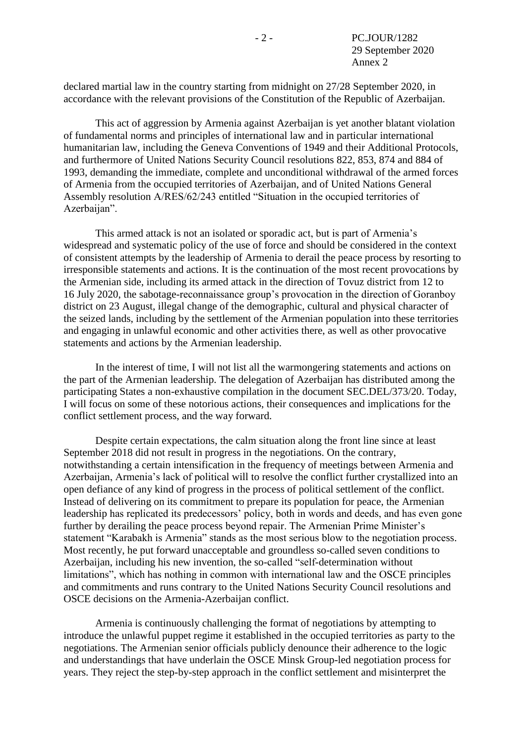declared martial law in the country starting from midnight on 27/28 September 2020, in accordance with the relevant provisions of the Constitution of the Republic of Azerbaijan.

This act of aggression by Armenia against Azerbaijan is yet another blatant violation of fundamental norms and principles of international law and in particular international humanitarian law, including the Geneva Conventions of 1949 and their Additional Protocols, and furthermore of United Nations Security Council resolutions 822, 853, 874 and 884 of 1993, demanding the immediate, complete and unconditional withdrawal of the armed forces of Armenia from the occupied territories of Azerbaijan, and of United Nations General Assembly resolution A/RES/62/243 entitled "Situation in the occupied territories of Azerbaijan".

This armed attack is not an isolated or sporadic act, but is part of Armenia's widespread and systematic policy of the use of force and should be considered in the context of consistent attempts by the leadership of Armenia to derail the peace process by resorting to irresponsible statements and actions. It is the continuation of the most recent provocations by the Armenian side, including its armed attack in the direction of Tovuz district from 12 to 16 July 2020, the sabotage-reconnaissance group's provocation in the direction of Goranboy district on 23 August, illegal change of the demographic, cultural and physical character of the seized lands, including by the settlement of the Armenian population into these territories and engaging in unlawful economic and other activities there, as well as other provocative statements and actions by the Armenian leadership.

In the interest of time, I will not list all the warmongering statements and actions on the part of the Armenian leadership. The delegation of Azerbaijan has distributed among the participating States a non-exhaustive compilation in the document SEC.DEL/373/20. Today, I will focus on some of these notorious actions, their consequences and implications for the conflict settlement process, and the way forward.

Despite certain expectations, the calm situation along the front line since at least September 2018 did not result in progress in the negotiations. On the contrary, notwithstanding a certain intensification in the frequency of meetings between Armenia and Azerbaijan, Armenia's lack of political will to resolve the conflict further crystallized into an open defiance of any kind of progress in the process of political settlement of the conflict. Instead of delivering on its commitment to prepare its population for peace, the Armenian leadership has replicated its predecessors' policy, both in words and deeds, and has even gone further by derailing the peace process beyond repair. The Armenian Prime Minister's statement "Karabakh is Armenia" stands as the most serious blow to the negotiation process. Most recently, he put forward unacceptable and groundless so-called seven conditions to Azerbaijan, including his new invention, the so-called "self-determination without limitations", which has nothing in common with international law and the OSCE principles and commitments and runs contrary to the United Nations Security Council resolutions and OSCE decisions on the Armenia-Azerbaijan conflict.

Armenia is continuously challenging the format of negotiations by attempting to introduce the unlawful puppet regime it established in the occupied territories as party to the negotiations. The Armenian senior officials publicly denounce their adherence to the logic and understandings that have underlain the OSCE Minsk Group-led negotiation process for years. They reject the step-by-step approach in the conflict settlement and misinterpret the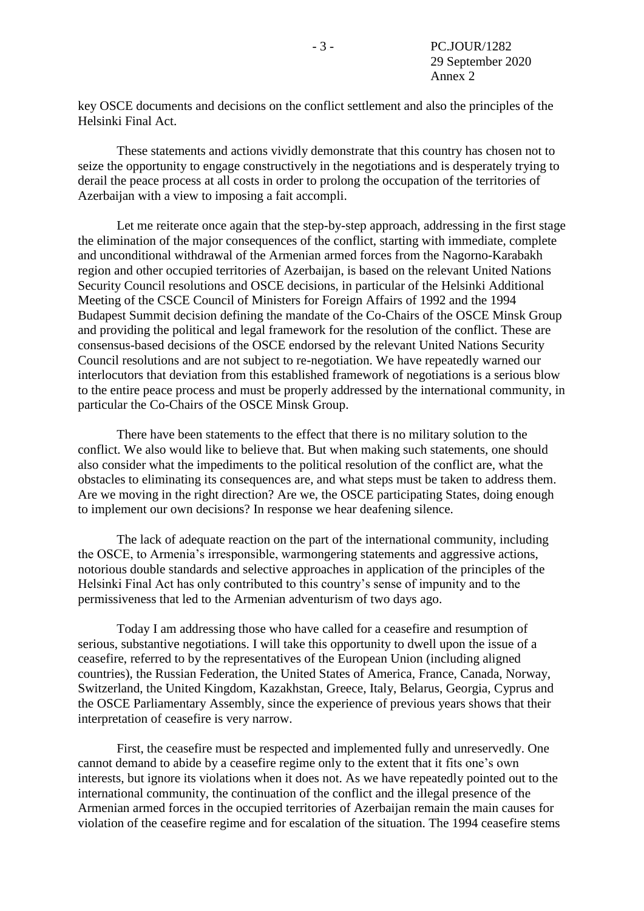key OSCE documents and decisions on the conflict settlement and also the principles of the Helsinki Final Act.

These statements and actions vividly demonstrate that this country has chosen not to seize the opportunity to engage constructively in the negotiations and is desperately trying to derail the peace process at all costs in order to prolong the occupation of the territories of Azerbaijan with a view to imposing a fait accompli.

Let me reiterate once again that the step-by-step approach, addressing in the first stage the elimination of the major consequences of the conflict, starting with immediate, complete and unconditional withdrawal of the Armenian armed forces from the Nagorno-Karabakh region and other occupied territories of Azerbaijan, is based on the relevant United Nations Security Council resolutions and OSCE decisions, in particular of the Helsinki Additional Meeting of the CSCE Council of Ministers for Foreign Affairs of 1992 and the 1994 Budapest Summit decision defining the mandate of the Co-Chairs of the OSCE Minsk Group and providing the political and legal framework for the resolution of the conflict. These are consensus-based decisions of the OSCE endorsed by the relevant United Nations Security Council resolutions and are not subject to re-negotiation. We have repeatedly warned our interlocutors that deviation from this established framework of negotiations is a serious blow to the entire peace process and must be properly addressed by the international community, in particular the Co-Chairs of the OSCE Minsk Group.

There have been statements to the effect that there is no military solution to the conflict. We also would like to believe that. But when making such statements, one should also consider what the impediments to the political resolution of the conflict are, what the obstacles to eliminating its consequences are, and what steps must be taken to address them. Are we moving in the right direction? Are we, the OSCE participating States, doing enough to implement our own decisions? In response we hear deafening silence.

The lack of adequate reaction on the part of the international community, including the OSCE, to Armenia's irresponsible, warmongering statements and aggressive actions, notorious double standards and selective approaches in application of the principles of the Helsinki Final Act has only contributed to this country's sense of impunity and to the permissiveness that led to the Armenian adventurism of two days ago.

Today I am addressing those who have called for a ceasefire and resumption of serious, substantive negotiations. I will take this opportunity to dwell upon the issue of a ceasefire, referred to by the representatives of the European Union (including aligned countries), the Russian Federation, the United States of America, France, Canada, Norway, Switzerland, the United Kingdom, Kazakhstan, Greece, Italy, Belarus, Georgia, Cyprus and the OSCE Parliamentary Assembly, since the experience of previous years shows that their interpretation of ceasefire is very narrow.

First, the ceasefire must be respected and implemented fully and unreservedly. One cannot demand to abide by a ceasefire regime only to the extent that it fits one's own interests, but ignore its violations when it does not. As we have repeatedly pointed out to the international community, the continuation of the conflict and the illegal presence of the Armenian armed forces in the occupied territories of Azerbaijan remain the main causes for violation of the ceasefire regime and for escalation of the situation. The 1994 ceasefire stems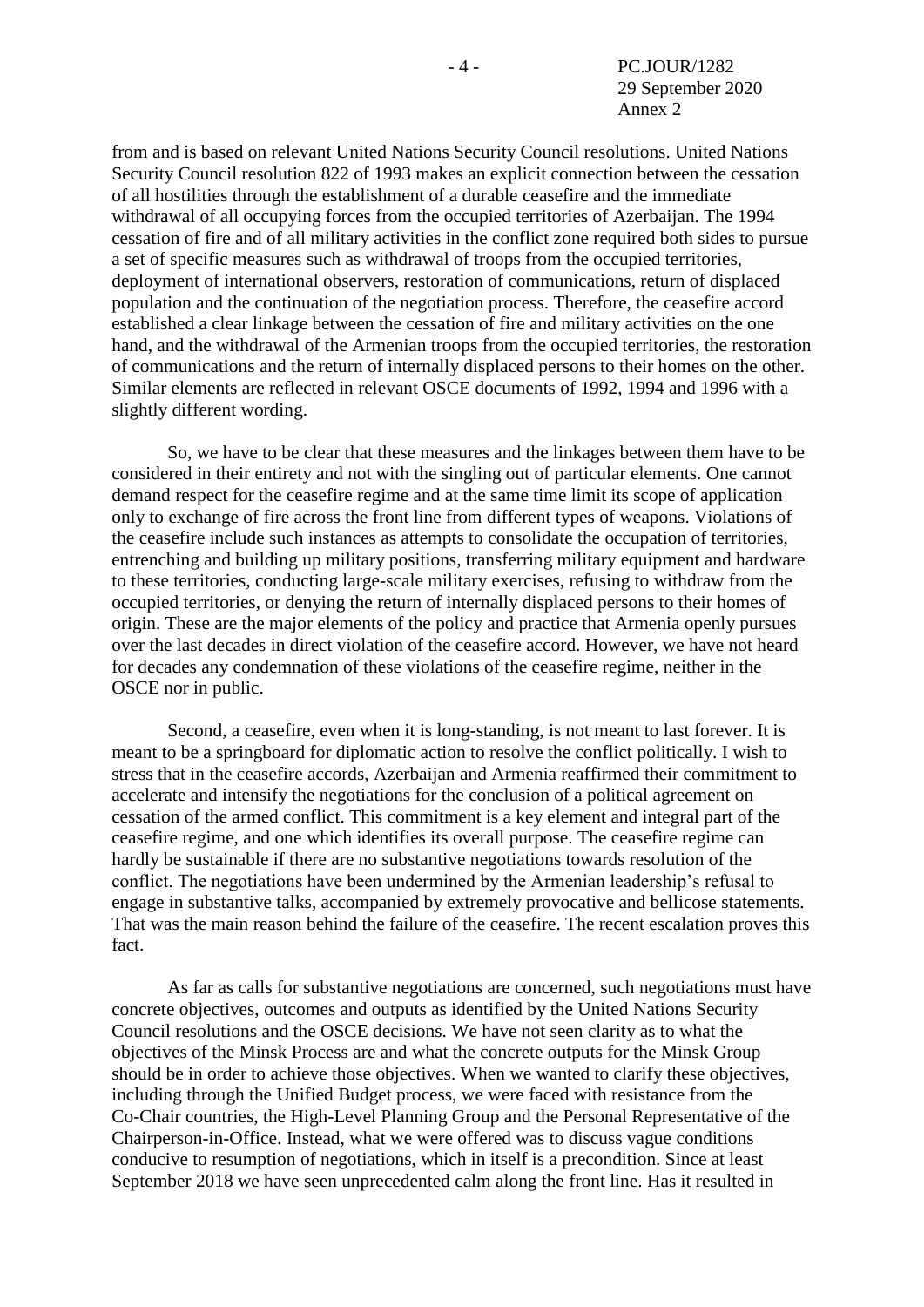from and is based on relevant United Nations Security Council resolutions. United Nations Security Council resolution 822 of 1993 makes an explicit connection between the cessation of all hostilities through the establishment of a durable ceasefire and the immediate withdrawal of all occupying forces from the occupied territories of Azerbaijan. The 1994 cessation of fire and of all military activities in the conflict zone required both sides to pursue a set of specific measures such as withdrawal of troops from the occupied territories, deployment of international observers, restoration of communications, return of displaced population and the continuation of the negotiation process. Therefore, the ceasefire accord established a clear linkage between the cessation of fire and military activities on the one hand, and the withdrawal of the Armenian troops from the occupied territories, the restoration of communications and the return of internally displaced persons to their homes on the other. Similar elements are reflected in relevant OSCE documents of 1992, 1994 and 1996 with a slightly different wording.

So, we have to be clear that these measures and the linkages between them have to be considered in their entirety and not with the singling out of particular elements. One cannot demand respect for the ceasefire regime and at the same time limit its scope of application only to exchange of fire across the front line from different types of weapons. Violations of the ceasefire include such instances as attempts to consolidate the occupation of territories, entrenching and building up military positions, transferring military equipment and hardware to these territories, conducting large-scale military exercises, refusing to withdraw from the occupied territories, or denying the return of internally displaced persons to their homes of origin. These are the major elements of the policy and practice that Armenia openly pursues over the last decades in direct violation of the ceasefire accord. However, we have not heard for decades any condemnation of these violations of the ceasefire regime, neither in the OSCE nor in public.

Second, a ceasefire, even when it is long-standing, is not meant to last forever. It is meant to be a springboard for diplomatic action to resolve the conflict politically. I wish to stress that in the ceasefire accords, Azerbaijan and Armenia reaffirmed their commitment to accelerate and intensify the negotiations for the conclusion of a political agreement on cessation of the armed conflict. This commitment is a key element and integral part of the ceasefire regime, and one which identifies its overall purpose. The ceasefire regime can hardly be sustainable if there are no substantive negotiations towards resolution of the conflict. The negotiations have been undermined by the Armenian leadership's refusal to engage in substantive talks, accompanied by extremely provocative and bellicose statements. That was the main reason behind the failure of the ceasefire. The recent escalation proves this fact.

As far as calls for substantive negotiations are concerned, such negotiations must have concrete objectives, outcomes and outputs as identified by the United Nations Security Council resolutions and the OSCE decisions. We have not seen clarity as to what the objectives of the Minsk Process are and what the concrete outputs for the Minsk Group should be in order to achieve those objectives. When we wanted to clarify these objectives, including through the Unified Budget process, we were faced with resistance from the Co-Chair countries, the High-Level Planning Group and the Personal Representative of the Chairperson-in-Office. Instead, what we were offered was to discuss vague conditions conducive to resumption of negotiations, which in itself is a precondition. Since at least September 2018 we have seen unprecedented calm along the front line. Has it resulted in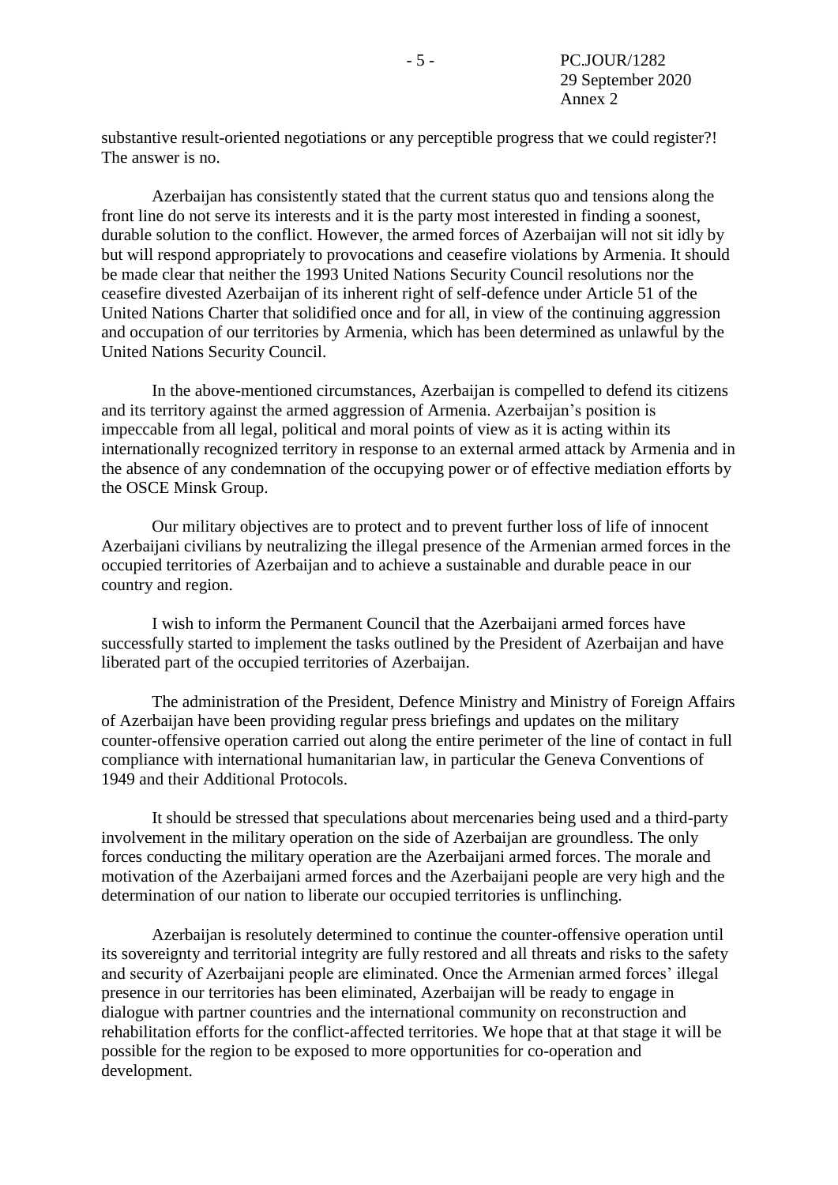substantive result-oriented negotiations or any perceptible progress that we could register?! The answer is no.

Azerbaijan has consistently stated that the current status quo and tensions along the front line do not serve its interests and it is the party most interested in finding a soonest, durable solution to the conflict. However, the armed forces of Azerbaijan will not sit idly by but will respond appropriately to provocations and ceasefire violations by Armenia. It should be made clear that neither the 1993 United Nations Security Council resolutions nor the ceasefire divested Azerbaijan of its inherent right of self-defence under Article 51 of the United Nations Charter that solidified once and for all, in view of the continuing aggression and occupation of our territories by Armenia, which has been determined as unlawful by the United Nations Security Council.

In the above-mentioned circumstances, Azerbaijan is compelled to defend its citizens and its territory against the armed aggression of Armenia. Azerbaijan's position is impeccable from all legal, political and moral points of view as it is acting within its internationally recognized territory in response to an external armed attack by Armenia and in the absence of any condemnation of the occupying power or of effective mediation efforts by the OSCE Minsk Group.

Our military objectives are to protect and to prevent further loss of life of innocent Azerbaijani civilians by neutralizing the illegal presence of the Armenian armed forces in the occupied territories of Azerbaijan and to achieve a sustainable and durable peace in our country and region.

I wish to inform the Permanent Council that the Azerbaijani armed forces have successfully started to implement the tasks outlined by the President of Azerbaijan and have liberated part of the occupied territories of Azerbaijan.

The administration of the President, Defence Ministry and Ministry of Foreign Affairs of Azerbaijan have been providing regular press briefings and updates on the military counter-offensive operation carried out along the entire perimeter of the line of contact in full compliance with international humanitarian law, in particular the Geneva Conventions of 1949 and their Additional Protocols.

It should be stressed that speculations about mercenaries being used and a third-party involvement in the military operation on the side of Azerbaijan are groundless. The only forces conducting the military operation are the Azerbaijani armed forces. The morale and motivation of the Azerbaijani armed forces and the Azerbaijani people are very high and the determination of our nation to liberate our occupied territories is unflinching.

Azerbaijan is resolutely determined to continue the counter-offensive operation until its sovereignty and territorial integrity are fully restored and all threats and risks to the safety and security of Azerbaijani people are eliminated. Once the Armenian armed forces' illegal presence in our territories has been eliminated, Azerbaijan will be ready to engage in dialogue with partner countries and the international community on reconstruction and rehabilitation efforts for the conflict-affected territories. We hope that at that stage it will be possible for the region to be exposed to more opportunities for co-operation and development.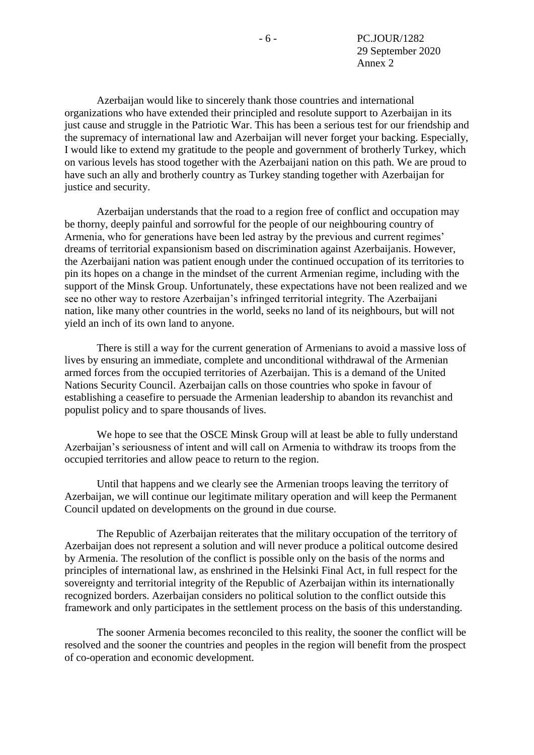Azerbaijan would like to sincerely thank those countries and international organizations who have extended their principled and resolute support to Azerbaijan in its just cause and struggle in the Patriotic War. This has been a serious test for our friendship and the supremacy of international law and Azerbaijan will never forget your backing. Especially, I would like to extend my gratitude to the people and government of brotherly Turkey, which on various levels has stood together with the Azerbaijani nation on this path. We are proud to have such an ally and brotherly country as Turkey standing together with Azerbaijan for justice and security.

Azerbaijan understands that the road to a region free of conflict and occupation may be thorny, deeply painful and sorrowful for the people of our neighbouring country of Armenia, who for generations have been led astray by the previous and current regimes' dreams of territorial expansionism based on discrimination against Azerbaijanis. However, the Azerbaijani nation was patient enough under the continued occupation of its territories to pin its hopes on a change in the mindset of the current Armenian regime, including with the support of the Minsk Group. Unfortunately, these expectations have not been realized and we see no other way to restore Azerbaijan's infringed territorial integrity. The Azerbaijani nation, like many other countries in the world, seeks no land of its neighbours, but will not yield an inch of its own land to anyone.

There is still a way for the current generation of Armenians to avoid a massive loss of lives by ensuring an immediate, complete and unconditional withdrawal of the Armenian armed forces from the occupied territories of Azerbaijan. This is a demand of the United Nations Security Council. Azerbaijan calls on those countries who spoke in favour of establishing a ceasefire to persuade the Armenian leadership to abandon its revanchist and populist policy and to spare thousands of lives.

We hope to see that the OSCE Minsk Group will at least be able to fully understand Azerbaijan's seriousness of intent and will call on Armenia to withdraw its troops from the occupied territories and allow peace to return to the region.

Until that happens and we clearly see the Armenian troops leaving the territory of Azerbaijan, we will continue our legitimate military operation and will keep the Permanent Council updated on developments on the ground in due course.

The Republic of Azerbaijan reiterates that the military occupation of the territory of Azerbaijan does not represent a solution and will never produce a political outcome desired by Armenia. The resolution of the conflict is possible only on the basis of the norms and principles of international law, as enshrined in the Helsinki Final Act, in full respect for the sovereignty and territorial integrity of the Republic of Azerbaijan within its internationally recognized borders. Azerbaijan considers no political solution to the conflict outside this framework and only participates in the settlement process on the basis of this understanding.

The sooner Armenia becomes reconciled to this reality, the sooner the conflict will be resolved and the sooner the countries and peoples in the region will benefit from the prospect of co-operation and economic development.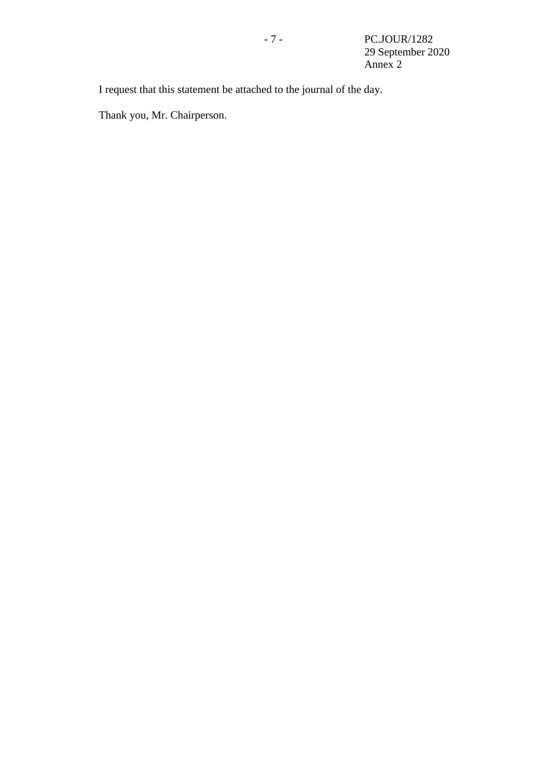I request that this statement be attached to the journal of the day.

Thank you, Mr. Chairperson.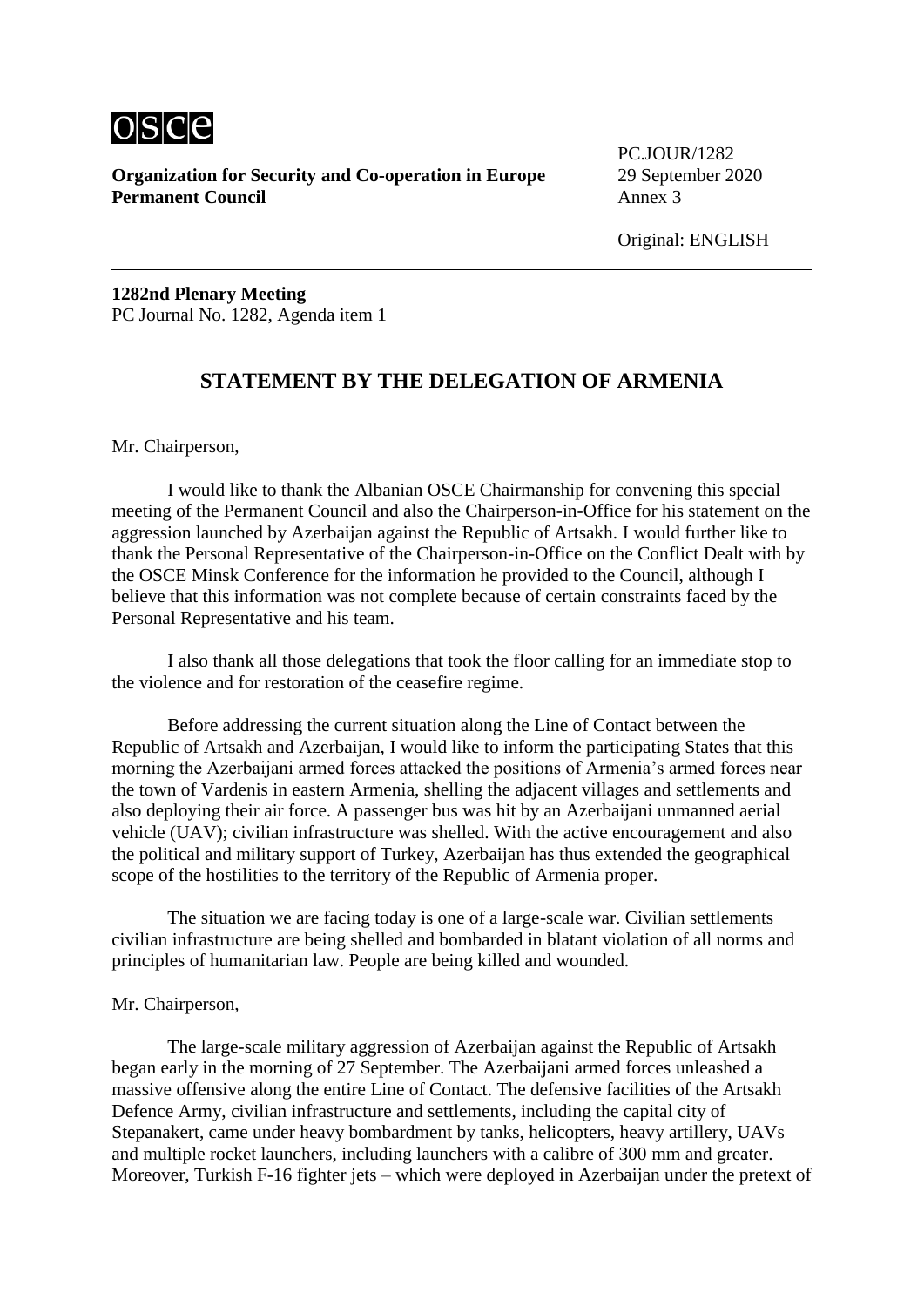**Organization for Security and Co-operation in Europe**
**Permanent Council**

PC.JOUR/1282
29 September 2020
Annex 3

Original: ENGLISH

**1282nd Plenary Meeting**
PC Journal No. 1282, Agenda item 1

## STATEMENT BY THE DELEGATION OF ARMENIA

Mr. Chairperson,

I would like to thank the Albanian OSCE Chairmanship for convening this special meeting of the Permanent Council and also the Chairperson-in-Office for his statement on the aggression launched by Azerbaijan against the Republic of Artsakh. I would further like to thank the Personal Representative of the Chairperson-in-Office on the Conflict Dealt with by the OSCE Minsk Conference for the information he provided to the Council, although I believe that this information was not complete because of certain constraints faced by the Personal Representative and his team.

I also thank all those delegations that took the floor calling for an immediate stop to the violence and for restoration of the ceasefire regime.

Before addressing the current situation along the Line of Contact between the Republic of Artsakh and Azerbaijan, I would like to inform the participating States that this morning the Azerbaijani armed forces attacked the positions of Armenia's armed forces near the town of Vardenis in eastern Armenia, shelling the adjacent villages and settlements and also deploying their air force. A passenger bus was hit by an Azerbaijani unmanned aerial vehicle (UAV); civilian infrastructure was shelled. With the active encouragement and also the political and military support of Turkey, Azerbaijan has thus extended the geographical scope of the hostilities to the territory of the Republic of Armenia proper.

The situation we are facing today is one of a large-scale war. Civilian settlements civilian infrastructure are being shelled and bombarded in blatant violation of all norms and principles of humanitarian law. People are being killed and wounded.

Mr. Chairperson,

The large-scale military aggression of Azerbaijan against the Republic of Artsakh began early in the morning of 27 September. The Azerbaijani armed forces unleashed a massive offensive along the entire Line of Contact. The defensive facilities of the Artsakh Defence Army, civilian infrastructure and settlements, including the capital city of Stepanakert, came under heavy bombardment by tanks, helicopters, heavy artillery, UAVs and multiple rocket launchers, including launchers with a calibre of 300 mm and greater. Moreover, Turkish F-16 fighter jets – which were deployed in Azerbaijan under the pretext of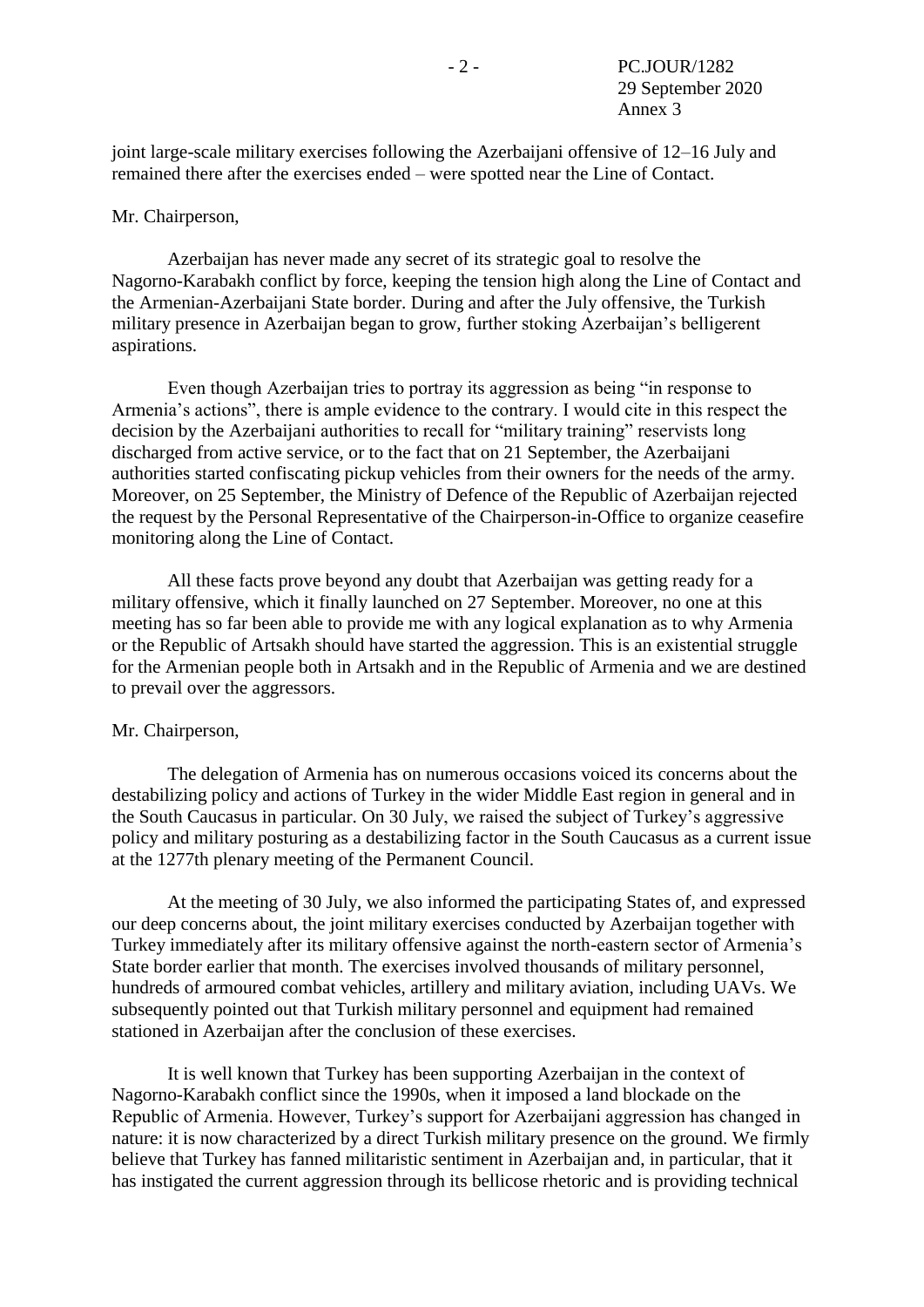joint large-scale military exercises following the Azerbaijani offensive of 12–16 July and remained there after the exercises ended – were spotted near the Line of Contact.

Mr. Chairperson,

Azerbaijan has never made any secret of its strategic goal to resolve the Nagorno-Karabakh conflict by force, keeping the tension high along the Line of Contact and the Armenian-Azerbaijani State border. During and after the July offensive, the Turkish military presence in Azerbaijan began to grow, further stoking Azerbaijan's belligerent aspirations.

Even though Azerbaijan tries to portray its aggression as being "in response to Armenia's actions", there is ample evidence to the contrary. I would cite in this respect the decision by the Azerbaijani authorities to recall for "military training" reservists long discharged from active service, or to the fact that on 21 September, the Azerbaijani authorities started confiscating pickup vehicles from their owners for the needs of the army. Moreover, on 25 September, the Ministry of Defence of the Republic of Azerbaijan rejected the request by the Personal Representative of the Chairperson-in-Office to organize ceasefire monitoring along the Line of Contact.

All these facts prove beyond any doubt that Azerbaijan was getting ready for a military offensive, which it finally launched on 27 September. Moreover, no one at this meeting has so far been able to provide me with any logical explanation as to why Armenia or the Republic of Artsakh should have started the aggression. This is an existential struggle for the Armenian people both in Artsakh and in the Republic of Armenia and we are destined to prevail over the aggressors.

Mr. Chairperson,

The delegation of Armenia has on numerous occasions voiced its concerns about the destabilizing policy and actions of Turkey in the wider Middle East region in general and in the South Caucasus in particular. On 30 July, we raised the subject of Turkey's aggressive policy and military posturing as a destabilizing factor in the South Caucasus as a current issue at the 1277th plenary meeting of the Permanent Council.

At the meeting of 30 July, we also informed the participating States of, and expressed our deep concerns about, the joint military exercises conducted by Azerbaijan together with Turkey immediately after its military offensive against the north-eastern sector of Armenia's State border earlier that month. The exercises involved thousands of military personnel, hundreds of armoured combat vehicles, artillery and military aviation, including UAVs. We subsequently pointed out that Turkish military personnel and equipment had remained stationed in Azerbaijan after the conclusion of these exercises.

It is well known that Turkey has been supporting Azerbaijan in the context of Nagorno-Karabakh conflict since the 1990s, when it imposed a land blockade on the Republic of Armenia. However, Turkey's support for Azerbaijani aggression has changed in nature: it is now characterized by a direct Turkish military presence on the ground. We firmly believe that Turkey has fanned militaristic sentiment in Azerbaijan and, in particular, that it has instigated the current aggression through its bellicose rhetoric and is providing technical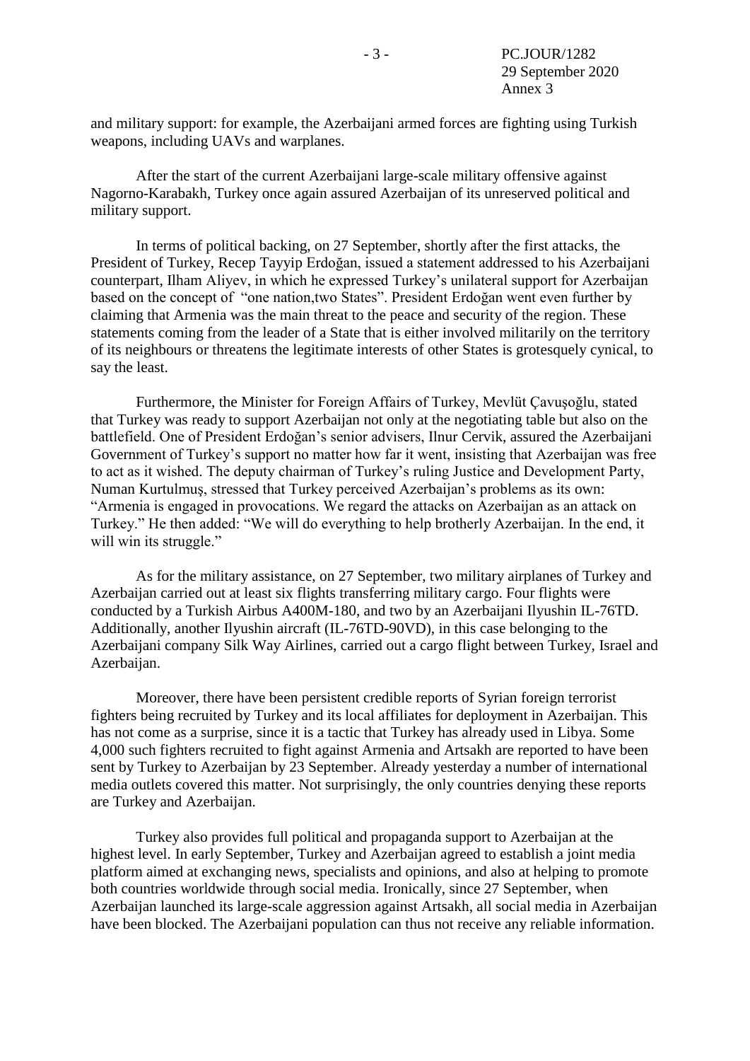and military support: for example, the Azerbaijani armed forces are fighting using Turkish weapons, including UAVs and warplanes.

After the start of the current Azerbaijani large-scale military offensive against Nagorno-Karabakh, Turkey once again assured Azerbaijan of its unreserved political and military support.

In terms of political backing, on 27 September, shortly after the first attacks, the President of Turkey, Recep Tayyip Erdoğan, issued a statement addressed to his Azerbaijani counterpart, Ilham Aliyev, in which he expressed Turkey's unilateral support for Azerbaijan based on the concept of "one nation,two States". President Erdoğan went even further by claiming that Armenia was the main threat to the peace and security of the region. These statements coming from the leader of a State that is either involved militarily on the territory of its neighbours or threatens the legitimate interests of other States is grotesquely cynical, to say the least.

Furthermore, the Minister for Foreign Affairs of Turkey, Mevlüt Çavuşoğlu, stated that Turkey was ready to support Azerbaijan not only at the negotiating table but also on the battlefield. One of President Erdoğan's senior advisers, Ilnur Cervik, assured the Azerbaijani Government of Turkey's support no matter how far it went, insisting that Azerbaijan was free to act as it wished. The deputy chairman of Turkey's ruling Justice and Development Party, Numan Kurtulmuş, stressed that Turkey perceived Azerbaijan's problems as its own: "Armenia is engaged in provocations. We regard the attacks on Azerbaijan as an attack on Turkey." He then added: "We will do everything to help brotherly Azerbaijan. In the end, it will win its struggle."

As for the military assistance, on 27 September, two military airplanes of Turkey and Azerbaijan carried out at least six flights transferring military cargo. Four flights were conducted by a Turkish Airbus A400M-180, and two by an Azerbaijani Ilyushin IL-76TD. Additionally, another Ilyushin aircraft (IL-76TD-90VD), in this case belonging to the Azerbaijani company Silk Way Airlines, carried out a cargo flight between Turkey, Israel and Azerbaijan.

Moreover, there have been persistent credible reports of Syrian foreign terrorist fighters being recruited by Turkey and its local affiliates for deployment in Azerbaijan. This has not come as a surprise, since it is a tactic that Turkey has already used in Libya. Some 4,000 such fighters recruited to fight against Armenia and Artsakh are reported to have been sent by Turkey to Azerbaijan by 23 September. Already yesterday a number of international media outlets covered this matter. Not surprisingly, the only countries denying these reports are Turkey and Azerbaijan.

Turkey also provides full political and propaganda support to Azerbaijan at the highest level. In early September, Turkey and Azerbaijan agreed to establish a joint media platform aimed at exchanging news, specialists and opinions, and also at helping to promote both countries worldwide through social media. Ironically, since 27 September, when Azerbaijan launched its large-scale aggression against Artsakh, all social media in Azerbaijan have been blocked. The Azerbaijani population can thus not receive any reliable information.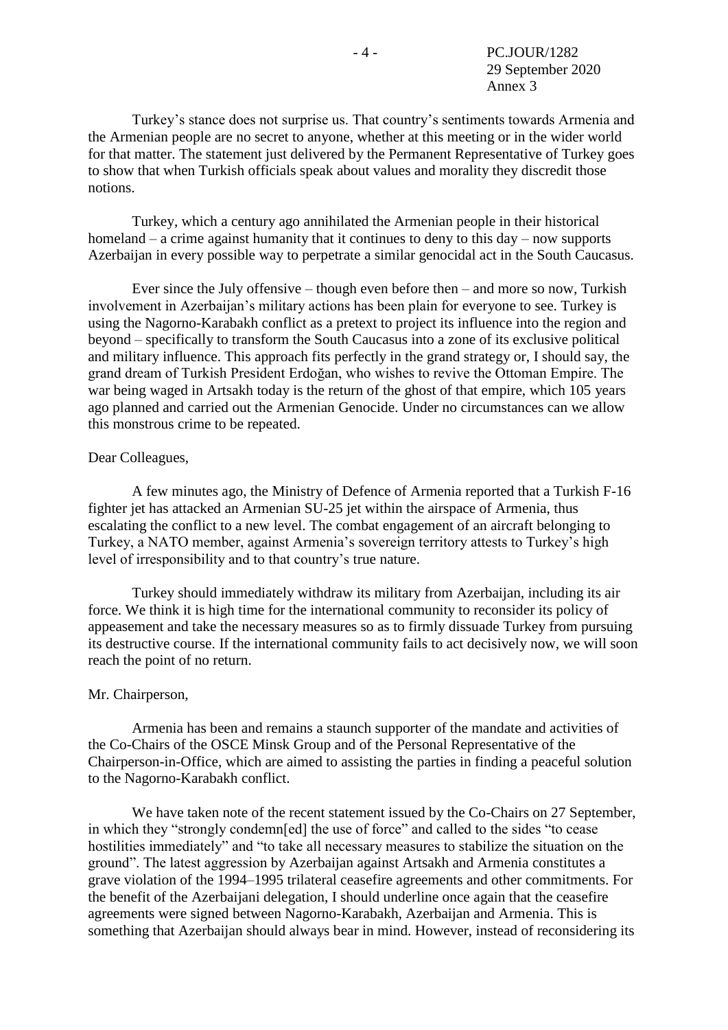Turkey’s stance does not surprise us. That country’s sentiments towards Armenia and the Armenian people are no secret to anyone, whether at this meeting or in the wider world for that matter. The statement just delivered by the Permanent Representative of Turkey goes to show that when Turkish officials speak about values and morality they discredit those notions.

Turkey, which a century ago annihilated the Armenian people in their historical homeland – a crime against humanity that it continues to deny to this day – now supports Azerbaijan in every possible way to perpetrate a similar genocidal act in the South Caucasus.

Ever since the July offensive – though even before then – and more so now, Turkish involvement in Azerbaijan’s military actions has been plain for everyone to see. Turkey is using the Nagorno-Karabakh conflict as a pretext to project its influence into the region and beyond – specifically to transform the South Caucasus into a zone of its exclusive political and military influence. This approach fits perfectly in the grand strategy or, I should say, the grand dream of Turkish President Erdoğan, who wishes to revive the Ottoman Empire. The war being waged in Artsakh today is the return of the ghost of that empire, which 105 years ago planned and carried out the Armenian Genocide. Under no circumstances can we allow this monstrous crime to be repeated.

Dear Colleagues,

A few minutes ago, the Ministry of Defence of Armenia reported that a Turkish F-16 fighter jet has attacked an Armenian SU-25 jet within the airspace of Armenia, thus escalating the conflict to a new level. The combat engagement of an aircraft belonging to Turkey, a NATO member, against Armenia’s sovereign territory attests to Turkey’s high level of irresponsibility and to that country’s true nature.

Turkey should immediately withdraw its military from Azerbaijan, including its air force. We think it is high time for the international community to reconsider its policy of appeasement and take the necessary measures so as to firmly dissuade Turkey from pursuing its destructive course. If the international community fails to act decisively now, we will soon reach the point of no return.

Mr. Chairperson,

Armenia has been and remains a staunch supporter of the mandate and activities of the Co-Chairs of the OSCE Minsk Group and of the Personal Representative of the Chairperson-in-Office, which are aimed to assisting the parties in finding a peaceful solution to the Nagorno-Karabakh conflict.

We have taken note of the recent statement issued by the Co-Chairs on 27 September, in which they “strongly condemn[ed] the use of force” and called to the sides “to cease hostilities immediately” and “to take all necessary measures to stabilize the situation on the ground”. The latest aggression by Azerbaijan against Artsakh and Armenia constitutes a grave violation of the 1994–1995 trilateral ceasefire agreements and other commitments. For the benefit of the Azerbaijani delegation, I should underline once again that the ceasefire agreements were signed between Nagorno-Karabakh, Azerbaijan and Armenia. This is something that Azerbaijan should always bear in mind. However, instead of reconsidering its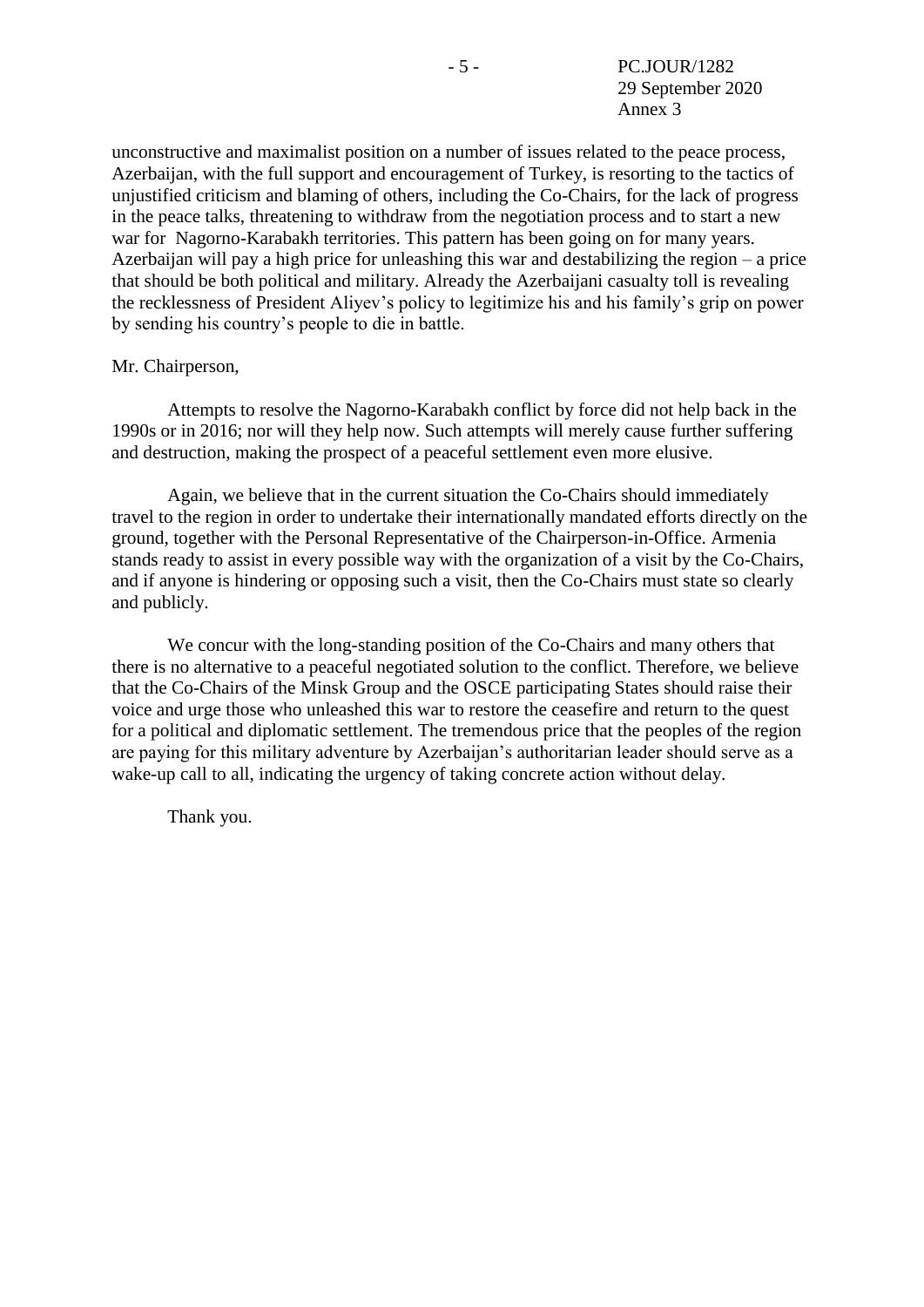unconstructive and maximalist position on a number of issues related to the peace process, Azerbaijan, with the full support and encouragement of Turkey, is resorting to the tactics of unjustified criticism and blaming of others, including the Co-Chairs, for the lack of progress in the peace talks, threatening to withdraw from the negotiation process and to start a new war for Nagorno-Karabakh territories. This pattern has been going on for many years. Azerbaijan will pay a high price for unleashing this war and destabilizing the region – a price that should be both political and military. Already the Azerbaijani casualty toll is revealing the recklessness of President Aliyev's policy to legitimize his and his family's grip on power by sending his country's people to die in battle.

Mr. Chairperson,

Attempts to resolve the Nagorno-Karabakh conflict by force did not help back in the 1990s or in 2016; nor will they help now. Such attempts will merely cause further suffering and destruction, making the prospect of a peaceful settlement even more elusive.

Again, we believe that in the current situation the Co-Chairs should immediately travel to the region in order to undertake their internationally mandated efforts directly on the ground, together with the Personal Representative of the Chairperson-in-Office. Armenia stands ready to assist in every possible way with the organization of a visit by the Co-Chairs, and if anyone is hindering or opposing such a visit, then the Co-Chairs must state so clearly and publicly.

We concur with the long-standing position of the Co-Chairs and many others that there is no alternative to a peaceful negotiated solution to the conflict. Therefore, we believe that the Co-Chairs of the Minsk Group and the OSCE participating States should raise their voice and urge those who unleashed this war to restore the ceasefire and return to the quest for a political and diplomatic settlement. The tremendous price that the peoples of the region are paying for this military adventure by Azerbaijan's authoritarian leader should serve as a wake-up call to all, indicating the urgency of taking concrete action without delay.

Thank you.